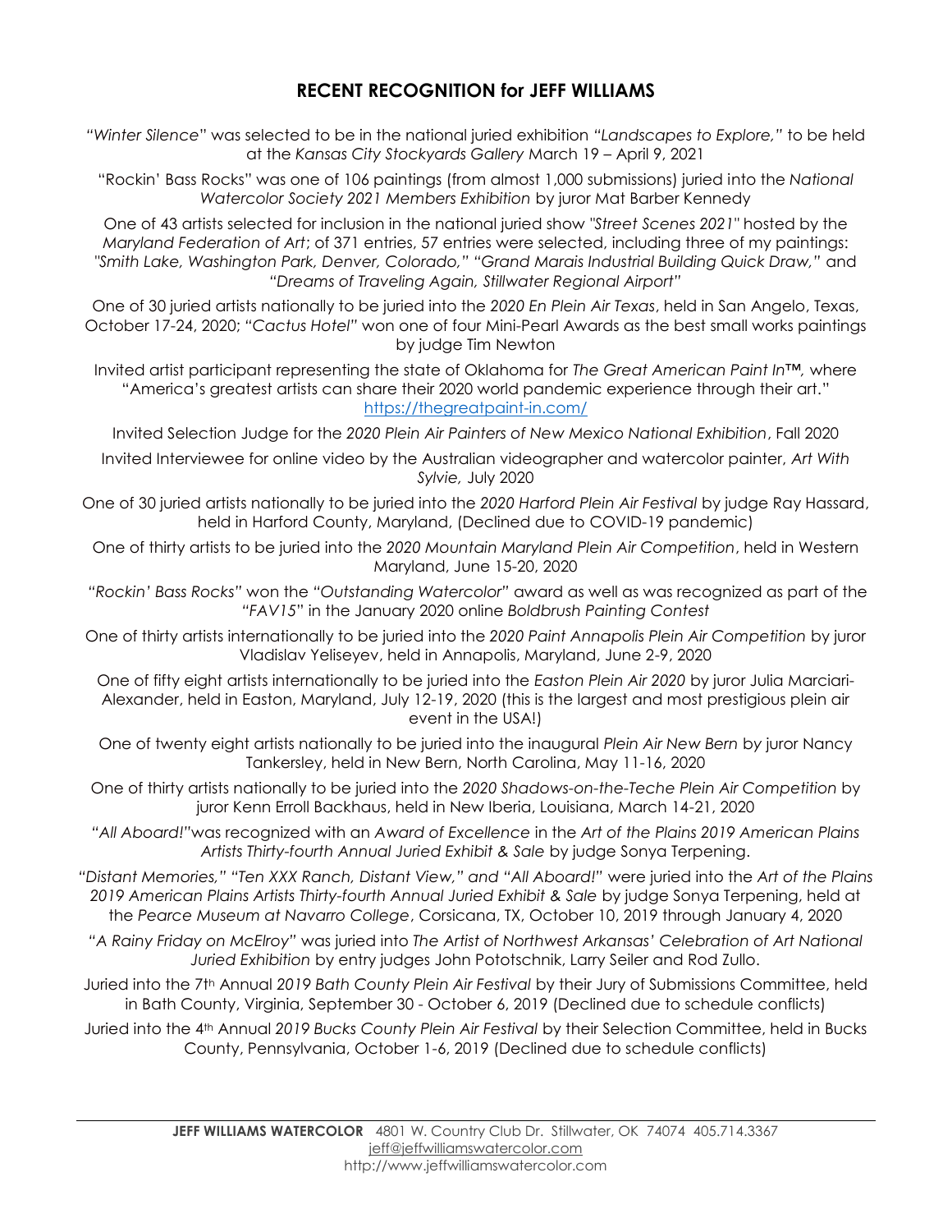## RECENT RECOGNITION for JEFF WILLIAMS

*"Winter Silence"* was selected to be in the national juried exhibition *"Landscapes to Explore,"* to be held at the *Kansas City Stockyards Gallery* March 19 – April 9, 2021

"Rockin' Bass Rocks" was one of 106 paintings (from almost 1,000 submissions) juried into the *National Watercolor Society 2021 Members Exhibition* by juror Mat Barber Kennedy

One of 43 artists selected for inclusion in the national juried show *"Street Scenes 2021"* hosted by the *Maryland Federation of Art*; of 371 entries, 57 entries were selected, including three of my paintings: *"Smith Lake, Washington Park, Denver, Colorado," "Grand Marais Industrial Building Quick Draw,"* and *"Dreams of Traveling Again, Stillwater Regional Airport"*

One of 30 juried artists nationally to be juried into the *2020 En Plein Air Texas*, held in San Angelo, Texas, October 17-24, 2020; *"Cactus Hotel"* won one of four Mini-Pearl Awards as the best small works paintings by judge Tim Newton

Invited artist participant representing the state of Oklahoma for *The Great American Paint In™,* where "America's greatest artists can share their 2020 world pandemic experience through their art." https://thegreatpaint-in.com/

Invited Selection Judge for the *2020 Plein Air Painters of New Mexico National Exhibition*, Fall 2020

Invited Interviewee for online video by the Australian videographer and watercolor painter, *Art With Sylvie,* July 2020

One of 30 juried artists nationally to be juried into the *2020 Harford Plein Air Festival* by judge Ray Hassard, held in Harford County, Maryland, (Declined due to COVID-19 pandemic)

One of thirty artists to be juried into the *2020 Mountain Maryland Plein Air Competition*, held in Western Maryland, June 15-20, 2020

*"Rockin' Bass Rocks"* won the *"Outstanding Watercolor"* award as well as was recognized as part of the *"FAV15"* in the January 2020 online *Boldbrush Painting Contest*

One of thirty artists internationally to be juried into the *2020 Paint Annapolis Plein Air Competition* by juror Vladislav Yeliseyev, held in Annapolis, Maryland, June 2-9, 2020

One of fifty eight artists internationally to be juried into the *Easton Plein Air 2020* by juror Julia Marciari-Alexander, held in Easton, Maryland, July 12-19, 2020 (this is the largest and most prestigious plein air event in the USA!)

One of twenty eight artists nationally to be juried into the inaugural *Plein Air New Bern* by juror Nancy Tankersley, held in New Bern, North Carolina, May 11-16, 2020

One of thirty artists nationally to be juried into the *2020 Shadows-on-the-Teche Plein Air Competition* by juror Kenn Erroll Backhaus, held in New Iberia, Louisiana, March 14-21, 2020

*"All Aboard!"*was recognized with an *Award of Excellence* in the *Art of the Plains 2019 American Plains Artists Thirty-fourth Annual Juried Exhibit & Sale* by judge Sonya Terpening.

*"Distant Memories," "Ten XXX Ranch, Distant View," and "All Aboard!"* were juried into the *Art of the Plains 2019 American Plains Artists Thirty-fourth Annual Juried Exhibit & Sale* by judge Sonya Terpening, held at the *Pearce Museum at Navarro College*, Corsicana, TX, October 10, 2019 through January 4, 2020

*"A Rainy Friday on McElroy"* was juried into *The Artist of Northwest Arkansas' Celebration of Art National Juried Exhibition* by entry judges John Pototschnik, Larry Seiler and Rod Zullo.

Juried into the 7th Annual *2019 Bath County Plein Air Festival* by their Jury of Submissions Committee, held in Bath County, Virginia, September 30 - October 6, 2019 (Declined due to schedule conflicts)

Juried into the 4th Annual *2019 Bucks County Plein Air Festival* by their Selection Committee, held in Bucks County, Pennsylvania, October 1-6, 2019 (Declined due to schedule conflicts)

**JEFF WILLIAMS WATERCOLOR** 4801 W. Country Club Dr. Stillwater, OK 74074 405.714.3367
jeff@jeffwilliamswatercolor.com
http://www.jeffwilliamswatercolor.com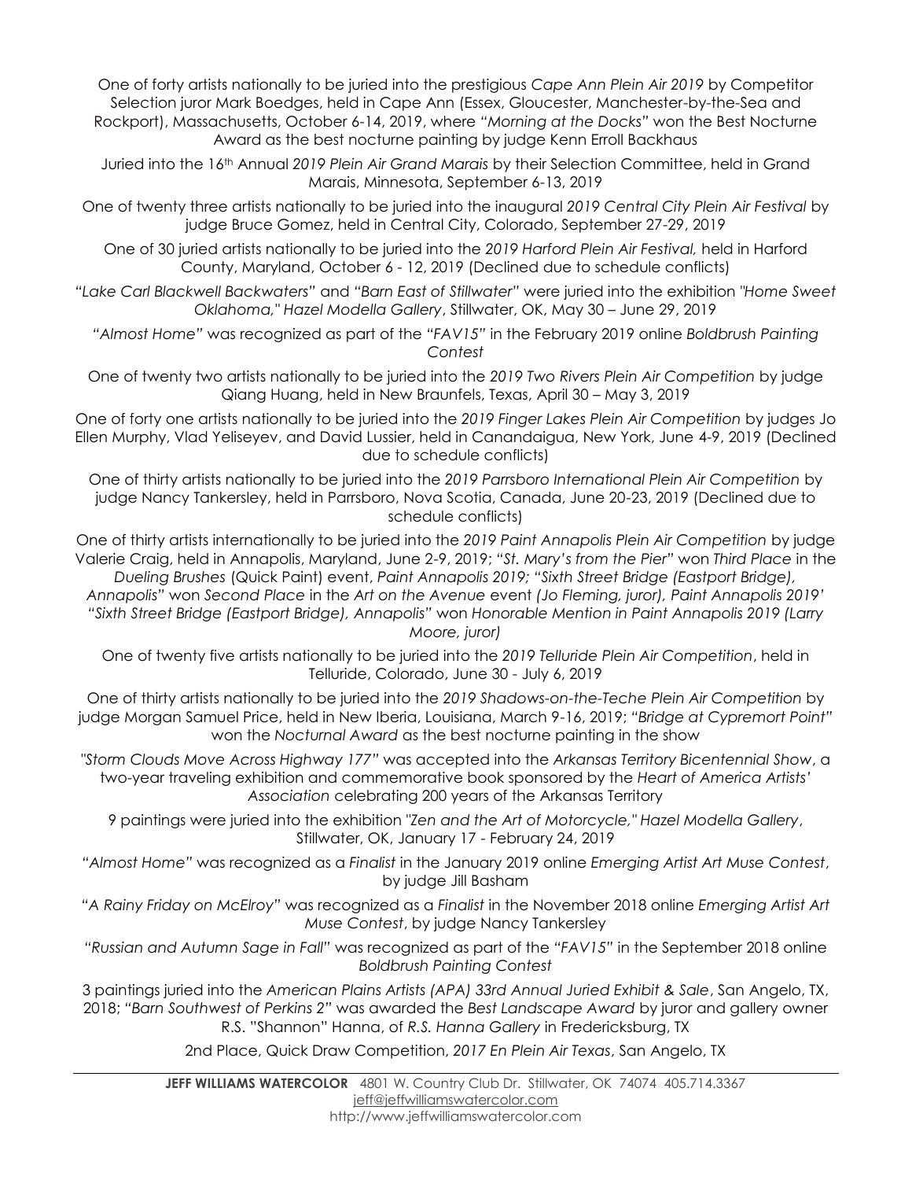One of forty artists nationally to be juried into the prestigious *Cape Ann Plein Air 2019* by Competitor Selection juror Mark Boedges, held in Cape Ann (Essex, Gloucester, Manchester-by-the-Sea and Rockport), Massachusetts, October 6-14, 2019, where *"Morning at the Docks"* won the Best Nocturne Award as the best nocturne painting by judge Kenn Erroll Backhaus

Juried into the 16th Annual *2019 Plein Air Grand Marais* by their Selection Committee, held in Grand Marais, Minnesota, September 6-13, 2019

One of twenty three artists nationally to be juried into the inaugural *2019 Central City Plein Air Festival* by judge Bruce Gomez, held in Central City, Colorado, September 27-29, 2019

One of 30 juried artists nationally to be juried into the *2019 Harford Plein Air Festival,* held in Harford County, Maryland, October 6 - 12, 2019 (Declined due to schedule conflicts)

*"Lake Carl Blackwell Backwaters"* and *"Barn East of Stillwater"* were juried into the exhibition *"Home Sweet Oklahoma," Hazel Modella Gallery*, Stillwater, OK, May 30 – June 29, 2019

*"Almost Home"* was recognized as part of the *"FAV15"* in the February 2019 online *Boldbrush Painting Contest*

One of twenty two artists nationally to be juried into the *2019 Two Rivers Plein Air Competition* by judge Qiang Huang, held in New Braunfels, Texas, April 30 – May 3, 2019

One of forty one artists nationally to be juried into the *2019 Finger Lakes Plein Air Competition* by judges Jo Ellen Murphy, Vlad Yeliseyev, and David Lussier, held in Canandaigua, New York, June 4-9, 2019 (Declined due to schedule conflicts)

One of thirty artists nationally to be juried into the *2019 Parrsboro International Plein Air Competition* by judge Nancy Tankersley, held in Parrsboro, Nova Scotia, Canada, June 20-23, 2019 (Declined due to schedule conflicts)

One of thirty artists internationally to be juried into the *2019 Paint Annapolis Plein Air Competition* by judge Valerie Craig, held in Annapolis, Maryland, June 2-9, 2019; *"St. Mary's from the Pier"* won *Third Place* in the *Dueling Brushes* (Quick Paint) event, *Paint Annapolis 2019; "Sixth Street Bridge (Eastport Bridge), Annapolis"* won *Second Place* in the *Art on the Avenue* event *(Jo Fleming, juror), Paint Annapolis 2019' "Sixth Street Bridge (Eastport Bridge), Annapolis"* won *Honorable Mention in Paint Annapolis 2019 (Larry Moore, juror)*

One of twenty five artists nationally to be juried into the *2019 Telluride Plein Air Competition*, held in Telluride, Colorado, June 30 - July 6, 2019

One of thirty artists nationally to be juried into the *2019 Shadows-on-the-Teche Plein Air Competition* by judge Morgan Samuel Price, held in New Iberia, Louisiana, March 9-16, 2019; *"Bridge at Cypremort Point"* won the *Nocturnal Award* as the best nocturne painting in the show

*"Storm Clouds Move Across Highway 177"* was accepted into the *Arkansas Territory Bicentennial Show*, a two-year traveling exhibition and commemorative book sponsored by the *Heart of America Artists' Association* celebrating 200 years of the Arkansas Territory

9 paintings were juried into the exhibition *"Zen and the Art of Motorcycle," Hazel Modella Gallery*, Stillwater, OK, January 17 - February 24, 2019

*"Almost Home"* was recognized as a *Finalist* in the January 2019 online *Emerging Artist Art Muse Contest*, by judge Jill Basham

*"A Rainy Friday on McElroy"* was recognized as a *Finalist* in the November 2018 online *Emerging Artist Art Muse Contest*, by judge Nancy Tankersley

*"Russian and Autumn Sage in Fall"* was recognized as part of the *"FAV15"* in the September 2018 online *Boldbrush Painting Contest*

3 paintings juried into the *American Plains Artists (APA) 33rd Annual Juried Exhibit & Sale*, San Angelo, TX, 2018; *"Barn Southwest of Perkins 2"* was awarded the *Best Landscape Award* by juror and gallery owner R.S. "Shannon" Hanna, of *R.S. Hanna Gallery* in Fredericksburg, TX

2nd Place, Quick Draw Competition, *2017 En Plein Air Texas*, San Angelo, TX

**JEFF WILLIAMS WATERCOLOR** 4801 W. Country Club Dr. Stillwater, OK 74074 405.714.3367
jeff@jeffwilliamswatercolor.com
http://www.jeffwilliamswatercolor.com